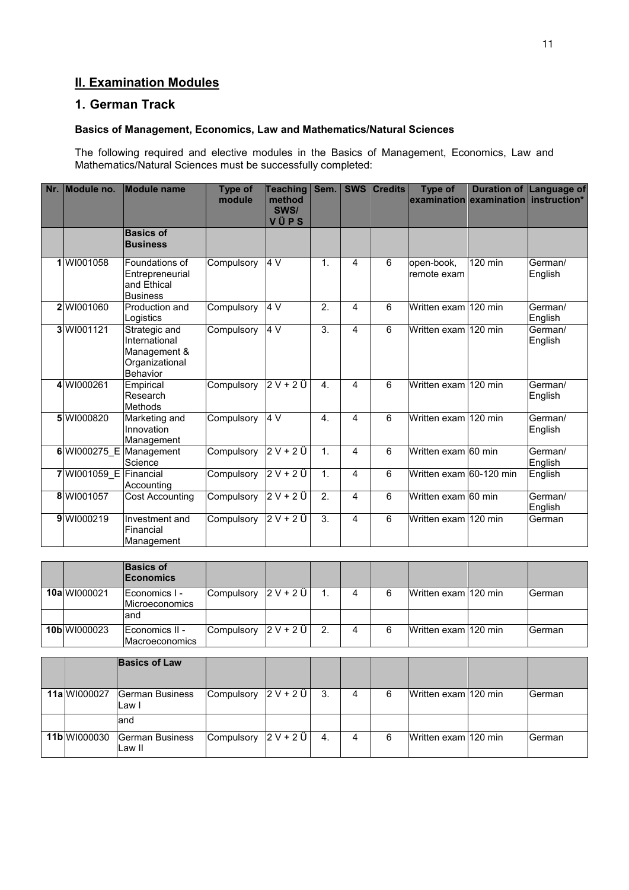## II. Examination Modules

### 1. German Track

#### Basics of Management, Economics, Law and Mathematics/Natural Sciences

The following required and elective modules in the Basics of Management, Economics, Law and Mathematics/Natural Sciences must be successfully completed:

| Nr. | Module no. | Module name | Type of module | Teaching method SWS/ V Ü P S | Sem. | SWS | Credits | Type of examination | Duration of examination | Language of instruction* |
|---|---|---|---|---|---|---|---|---|---|---|
| | | **Basics of Business** | | | | | | | | |
| 1 | WI001058 | Foundations of Entrepreneurial and Ethical Business | Compulsory | 4 V | 1. | 4 | 6 | open-book, remote exam | 120 min | German/ English |
| 2 | WI001060 | Production and Logistics | Compulsory | 4 V | 2. | 4 | 6 | Written exam | 120 min | German/ English |
| 3 | WI001121 | Strategic and International Management & Organizational Behavior | Compulsory | 4 V | 3. | 4 | 6 | Written exam | 120 min | German/ English |
| 4 | WI000261 | Empirical Research Methods | Compulsory | 2 V + 2 Ü | 4. | 4 | 6 | Written exam | 120 min | German/ English |
| 5 | WI000820 | Marketing and Innovation Management | Compulsory | 4 V | 4. | 4 | 6 | Written exam | 120 min | German/ English |
| 6 | WI000275_E | Management Science | Compulsory | 2 V + 2 Ü | 1. | 4 | 6 | Written exam | 60 min | German/ English |
| 7 | WI001059_E | Financial Accounting | Compulsory | 2 V + 2 Ü | 1. | 4 | 6 | Written exam | 60-120 min | English |
| 8 | WI001057 | Cost Accounting | Compulsory | 2 V + 2 Ü | 2. | 4 | 6 | Written exam | 60 min | German/ English |
| 9 | WI000219 | Investment and Financial Management | Compulsory | 2 V + 2 Ü | 3. | 4 | 6 | Written exam | 120 min | German |
| | | **Basics of Economics** | | | | | | | | |
| **10a** | WI000021 | Economics I - Microeconomics | Compulsory | 2 V + 2 Ü | 1. | 4 | 6 | Written exam | 120 min | German |
| | | and | | | | | | | | |
| **10b** | WI000023 | Economics II - Macroeconomics | Compulsory | 2 V + 2 Ü | 2. | 4 | 6 | Written exam | 120 min | German |
| | | **Basics of Law** | | | | | | | | |
| **11a** | WI000027 | German Business Law I | Compulsory | 2 V + 2 Ü | 3. | 4 | 6 | Written exam | 120 min | German |
| | | and | | | | | | | | |
| **11b** | WI000030 | German Business Law II | Compulsory | 2 V + 2 Ü | 4. | 4 | 6 | Written exam | 120 min | German |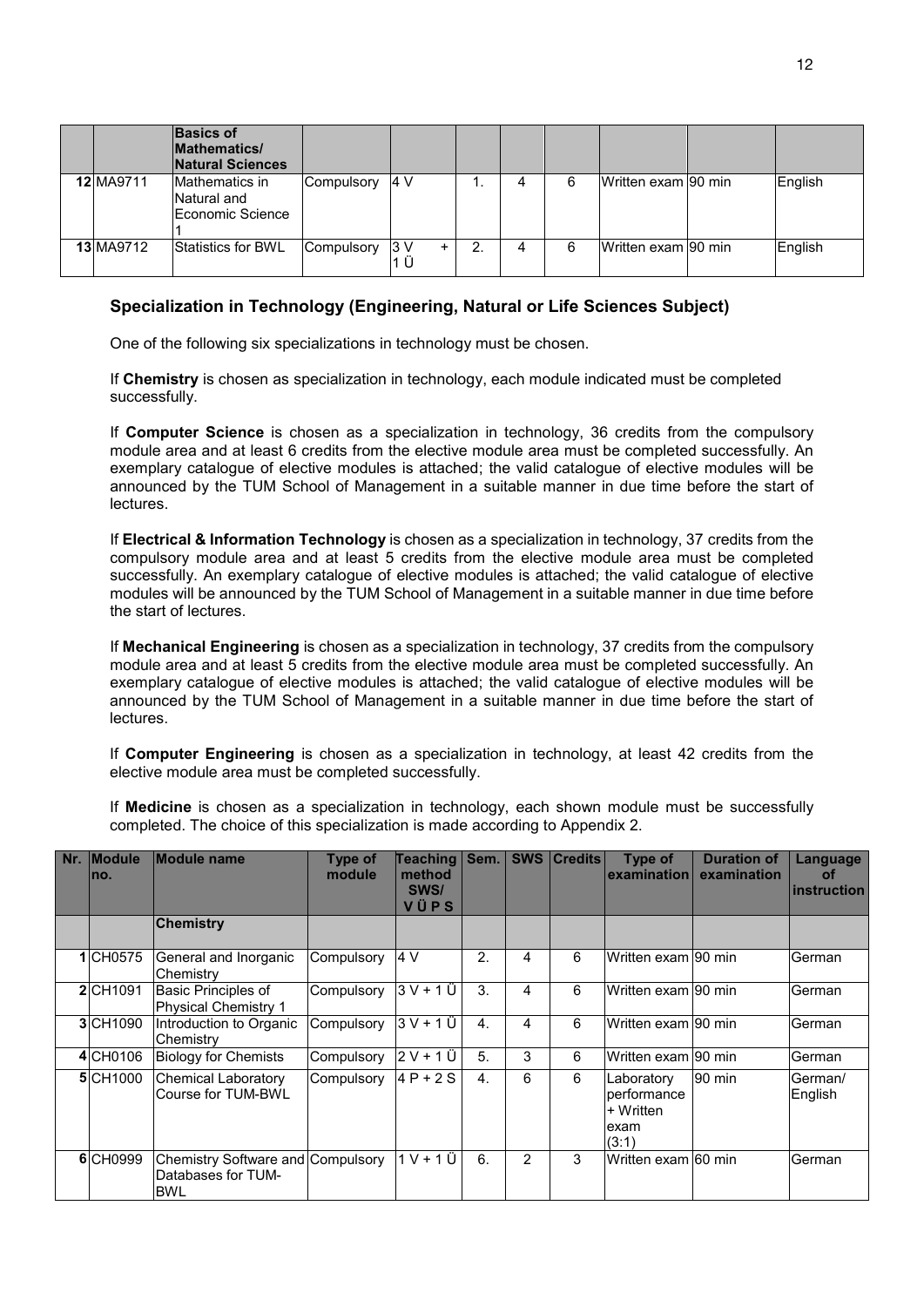| Nr. | Module no. | Module name | Type of module | Teaching method SWS/ V Ü P S | Sem. | SWS | Credits | Type of examination | Duration of examination | Language of instruction |
|---|---|---|---|---|---|---|---|---|---|---|
| | | **Basics of Mathematics/ Natural Sciences** | | | | | | | | |
| 12 | MA9711 | Mathematics in Natural and Economic Science 1 | Compulsory | 4 V | 1. | 4 | 6 | Written exam | 90 min | English |
| 13 | MA9712 | Statistics for BWL | Compulsory | 3 V + 1 Ü | 2. | 4 | 6 | Written exam | 90 min | English |

### Specialization in Technology (Engineering, Natural or Life Sciences Subject)

One of the following six specializations in technology must be chosen.

If **Chemistry** is chosen as specialization in technology, each module indicated must be completed successfully.

If **Computer Science** is chosen as a specialization in technology, 36 credits from the compulsory module area and at least 6 credits from the elective module area must be completed successfully. An exemplary catalogue of elective modules is attached; the valid catalogue of elective modules will be announced by the TUM School of Management in a suitable manner in due time before the start of lectures.

If **Electrical & Information Technology** is chosen as a specialization in technology, 37 credits from the compulsory module area and at least 5 credits from the elective module area must be completed successfully. An exemplary catalogue of elective modules is attached; the valid catalogue of elective modules will be announced by the TUM School of Management in a suitable manner in due time before the start of lectures.

If **Mechanical Engineering** is chosen as a specialization in technology, 37 credits from the compulsory module area and at least 5 credits from the elective module area must be completed successfully. An exemplary catalogue of elective modules is attached; the valid catalogue of elective modules will be announced by the TUM School of Management in a suitable manner in due time before the start of lectures.

If **Computer Engineering** is chosen as a specialization in technology, at least 42 credits from the elective module area must be completed successfully.

If **Medicine** is chosen as a specialization in technology, each shown module must be successfully completed. The choice of this specialization is made according to Appendix 2.

| Nr. | Module no. | Module name | Type of module | Teaching method SWS/ V Ü P S | Sem. | SWS | Credits | Type of examination | Duration of examination | Language of instruction |
|---|---|---|---|---|---|---|---|---|---|---|
| | | **Chemistry** | | | | | | | | |
| 1 | CH0575 | General and Inorganic Chemistry | Compulsory | 4 V | 2. | 4 | 6 | Written exam | 90 min | German |
| 2 | CH1091 | Basic Principles of Physical Chemistry 1 | Compulsory | 3 V + 1 Ü | 3. | 4 | 6 | Written exam | 90 min | German |
| 3 | CH1090 | Introduction to Organic Chemistry | Compulsory | 3 V + 1 Ü | 4. | 4 | 6 | Written exam | 90 min | German |
| 4 | CH0106 | Biology for Chemists | Compulsory | 2 V + 1 Ü | 5. | 3 | 6 | Written exam | 90 min | German |
| 5 | CH1000 | Chemical Laboratory Course for TUM-BWL | Compulsory | 4 P + 2 S | 4. | 6 | 6 | Laboratory performance + Written exam (3:1) | 90 min | German/ English |
| 6 | CH0999 | Chemistry Software and Databases for TUM-BWL | Compulsory | 1 V + 1 Ü | 6. | 2 | 3 | Written exam | 60 min | German |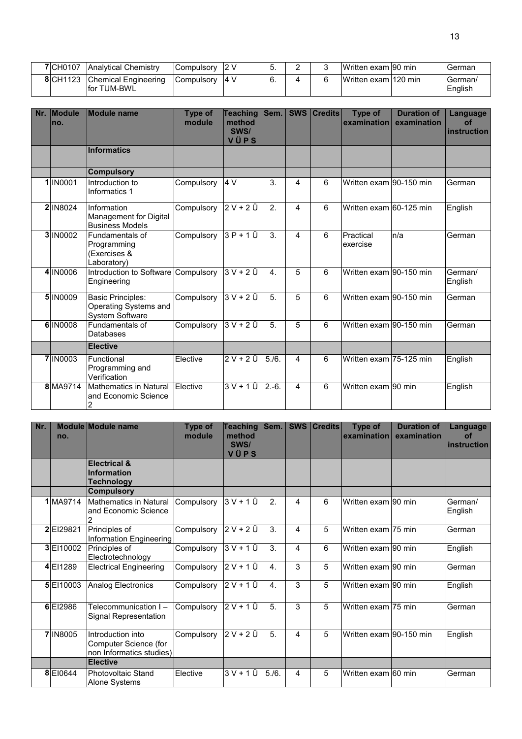| Nr. | Module no. | Module name | Type of module | Teaching method SWS/ V Ü P S | Sem. | SWS | Credits | Type of examination | Duration of examination | Language of instruction |
|---|---|---|---|---|---|---|---|---|---|---|
| 7 | CH0107 | Analytical Chemistry | Compulsory | 2 V | 5. | 2 | 3 | Written exam | 90 min | German |
| 8 | CH1123 | Chemical Engineering for TUM-BWL | Compulsory | 4 V | 6. | 4 | 6 | Written exam | 120 min | German/ English |

| Nr. | Module no. | Module name | Type of module | Teaching method SWS/ V Ü P S | Sem. | SWS | Credits | Type of examination | Duration of examination | Language of instruction |
|---|---|---|---|---|---|---|---|---|---|---|
| | | **Informatics** | | | | | | | | |
| | | **Compulsory** | | | | | | | | |
| 1 | IN0001 | Introduction to Informatics 1 | Compulsory | 4 V | 3. | 4 | 6 | Written exam | 90-150 min | German |
| 2 | IN8024 | Information Management for Digital Business Models | Compulsory | 2 V + 2 Ü | 2. | 4 | 6 | Written exam | 60-125 min | English |
| 3 | IN0002 | Fundamentals of Programming (Exercises & Laboratory) | Compulsory | 3 P + 1 Ü | 3. | 4 | 6 | Practical exercise | n/a | German |
| 4 | IN0006 | Introduction to Software Engineering | Compulsory | 3 V + 2 Ü | 4. | 5 | 6 | Written exam | 90-150 min | German/ English |
| 5 | IN0009 | Basic Principles: Operating Systems and System Software | Compulsory | 3 V + 2 Ü | 5. | 5 | 6 | Written exam | 90-150 min | German |
| 6 | IN0008 | Fundamentals of Databases | Compulsory | 3 V + 2 Ü | 5. | 5 | 6 | Written exam | 90-150 min | German |
| | | **Elective** | | | | | | | | |
| 7 | IN0003 | Functional Programming and Verification | Elective | 2 V + 2 Ü | 5./6. | 4 | 6 | Written exam | 75-125 min | English |
| 8 | MA9714 | Mathematics in Natural and Economic Science 2 | Elective | 3 V + 1 Ü | 2.-6. | 4 | 6 | Written exam | 90 min | English |

| Nr. | Module no. | Module name | Type of module | Teaching method SWS/ V Ü P S | Sem. | SWS | Credits | Type of examination | Duration of examination | Language of instruction |
|---|---|---|---|---|---|---|---|---|---|---|
| | | **Electrical & Information Technology** | | | | | | | | |
| | | **Compulsory** | | | | | | | | |
| 1 | MA9714 | Mathematics in Natural and Economic Science 2 | Compulsory | 3 V + 1 Ü | 2. | 4 | 6 | Written exam | 90 min | German/ English |
| 2 | EI29821 | Principles of Information Engineering | Compulsory | 2 V + 2 Ü | 3. | 4 | 5 | Written exam | 75 min | German |
| 3 | EI10002 | Principles of Electrotechnology | Compulsory | 3 V + 1 Ü | 3. | 4 | 6 | Written exam | 90 min | English |
| 4 | EI1289 | Electrical Engineering | Compulsory | 2 V + 1 Ü | 4. | 3 | 5 | Written exam | 90 min | German |
| 5 | EI10003 | Analog Electronics | Compulsory | 2 V + 1 Ü | 4. | 3 | 5 | Written exam | 90 min | English |
| 6 | EI2986 | Telecommunication I – Signal Representation | Compulsory | 2 V + 1 Ü | 5. | 3 | 5 | Written exam | 75 min | German |
| 7 | IN8005 | Introduction into Computer Science (for non Informatics studies) | Compulsory | 2 V + 2 Ü | 5. | 4 | 5 | Written exam | 90-150 min | English |
| | | **Elective** | | | | | | | | |
| 8 | EI0644 | Photovoltaic Stand Alone Systems | Elective | 3 V + 1 Ü | 5./6. | 4 | 5 | Written exam | 60 min | German |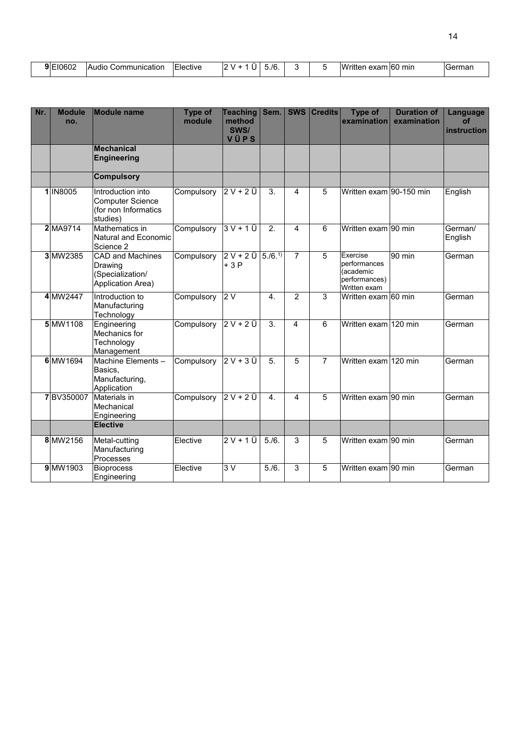| 9 | EI0602 | Audio Communication | Elective | 2 V + 1 Ü | 5./6. | 3 | 5 | Written exam | 60 min | German |
|---|---|---|---|---|---|---|---|---|---|---|

| Nr. | Module no. | Module name | Type of module | Teaching method SWS/ V Ü P S | Sem. | SWS | Credits | Type of examination | Duration of examination | Language of instruction |
|---|---|---|---|---|---|---|---|---|---|---|
| | | **Mechanical Engineering** | | | | | | | | |
| | | **Compulsory** | | | | | | | | |
| 1 | IN8005 | Introduction into Computer Science (for non Informatics studies) | Compulsory | 2 V + 2 Ü | 3. | 4 | 5 | Written exam | 90-150 min | English |
| 2 | MA9714 | Mathematics in Natural and Economic Science 2 | Compulsory | 3 V + 1 Ü | 2. | 4 | 6 | Written exam | 90 min | German/ English |
| 3 | MW2385 | CAD and Machines Drawing (Specialization/ Application Area) | Compulsory | 2 V + 2 Ü + 3 P | 5./6.[1)] | 7 | 5 | Exercise performances (academic performances) Written exam | 90 min | German |
| 4 | MW2447 | Introduction to Manufacturing Technology | Compulsory | 2 V | 4. | 2 | 3 | Written exam | 60 min | German |
| 5 | MW1108 | Engineering Mechanics for Technology Management | Compulsory | 2 V + 2 Ü | 3. | 4 | 6 | Written exam | 120 min | German |
| 6 | MW1694 | Machine Elements – Basics, Manufacturing, Application | Compulsory | 2 V + 3 Ü | 5. | 5 | 7 | Written exam | 120 min | German |
| 7 | BV350007 | Materials in Mechanical Engineering | Compulsory | 2 V + 2 Ü | 4. | 4 | 5 | Written exam | 90 min | German |
| | | **Elective** | | | | | | | | |
| 8 | MW2156 | Metal-cutting Manufacturing Processes | Elective | 2 V + 1 Ü | 5./6. | 3 | 5 | Written exam | 90 min | German |
| 9 | MW1903 | Bioprocess Engineering | Elective | 3 V | 5./6. | 3 | 5 | Written exam | 90 min | German |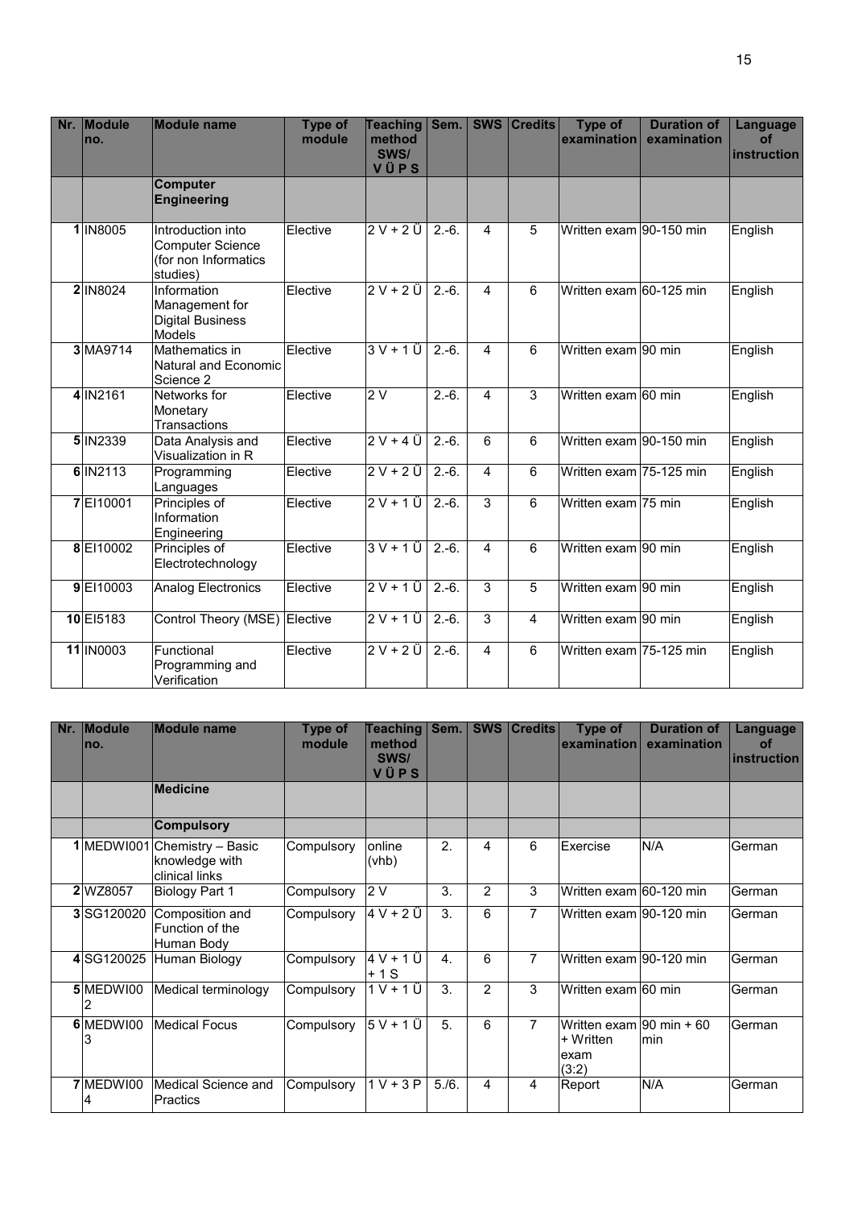| Nr. | Module no. | Module name | Type of module | Teaching method SWS/ V Ü P S | Sem. | SWS | Credits | Type of examination | Duration of examination | Language of instruction |
|---|---|---|---|---|---|---|---|---|---|---|
| | | **Computer Engineering** | | | | | | | | |
| 1 | IN8005 | Introduction into Computer Science (for non Informatics studies) | Elective | 2 V + 2 Ü | 2.-6. | 4 | 5 | Written exam | 90-150 min | English |
| 2 | IN8024 | Information Management for Digital Business Models | Elective | 2 V + 2 Ü | 2.-6. | 4 | 6 | Written exam | 60-125 min | English |
| 3 | MA9714 | Mathematics in Natural and Economic Science 2 | Elective | 3 V + 1 Ü | 2.-6. | 4 | 6 | Written exam | 90 min | English |
| 4 | IN2161 | Networks for Monetary Transactions | Elective | 2 V | 2.-6. | 4 | 3 | Written exam | 60 min | English |
| 5 | IN2339 | Data Analysis and Visualization in R | Elective | 2 V + 4 Ü | 2.-6. | 6 | 6 | Written exam | 90-150 min | English |
| 6 | IN2113 | Programming Languages | Elective | 2 V + 2 Ü | 2.-6. | 4 | 6 | Written exam | 75-125 min | English |
| 7 | EI10001 | Principles of Information Engineering | Elective | 2 V + 1 Ü | 2.-6. | 3 | 6 | Written exam | 75 min | English |
| 8 | EI10002 | Principles of Electrotechnology | Elective | 3 V + 1 Ü | 2.-6. | 4 | 6 | Written exam | 90 min | English |
| 9 | EI10003 | Analog Electronics | Elective | 2 V + 1 Ü | 2.-6. | 3 | 5 | Written exam | 90 min | English |
| 10 | EI5183 | Control Theory (MSE) | Elective | 2 V + 1 Ü | 2.-6. | 3 | 4 | Written exam | 90 min | English |
| 11 | IN0003 | Functional Programming and Verification | Elective | 2 V + 2 Ü | 2.-6. | 4 | 6 | Written exam | 75-125 min | English |

| Nr. | Module no. | Module name | Type of module | Teaching method SWS/ V Ü P S | Sem. | SWS | Credits | Type of examination | Duration of examination | Language of instruction |
|---|---|---|---|---|---|---|---|---|---|---|
| | | **Medicine** | | | | | | | | |
| | | **Compulsory** | | | | | | | | |
| 1 | MEDWI001 | Chemistry – Basic knowledge with clinical links | Compulsory | online (vhb) | 2. | 4 | 6 | Exercise | N/A | German |
| 2 | WZ8057 | Biology Part 1 | Compulsory | 2 V | 3. | 2 | 3 | Written exam | 60-120 min | German |
| 3 | SG120020 | Composition and Function of the Human Body | Compulsory | 4 V + 2 Ü | 3. | 6 | 7 | Written exam | 90-120 min | German |
| 4 | SG120025 | Human Biology | Compulsory | 4 V + 1 Ü + 1 S | 4. | 6 | 7 | Written exam | 90-120 min | German |
| 5 | MEDWI002 | Medical terminology | Compulsory | 1 V + 1 Ü | 3. | 2 | 3 | Written exam | 60 min | German |
| 6 | MEDWI003 | Medical Focus | Compulsory | 5 V + 1 Ü | 5. | 6 | 7 | Written exam + Written exam (3:2) | 90 min + 60 min | German |
| 7 | MEDWI004 | Medical Science and Practics | Compulsory | 1 V + 3 P | 5./6. | 4 | 4 | Report | N/A | German |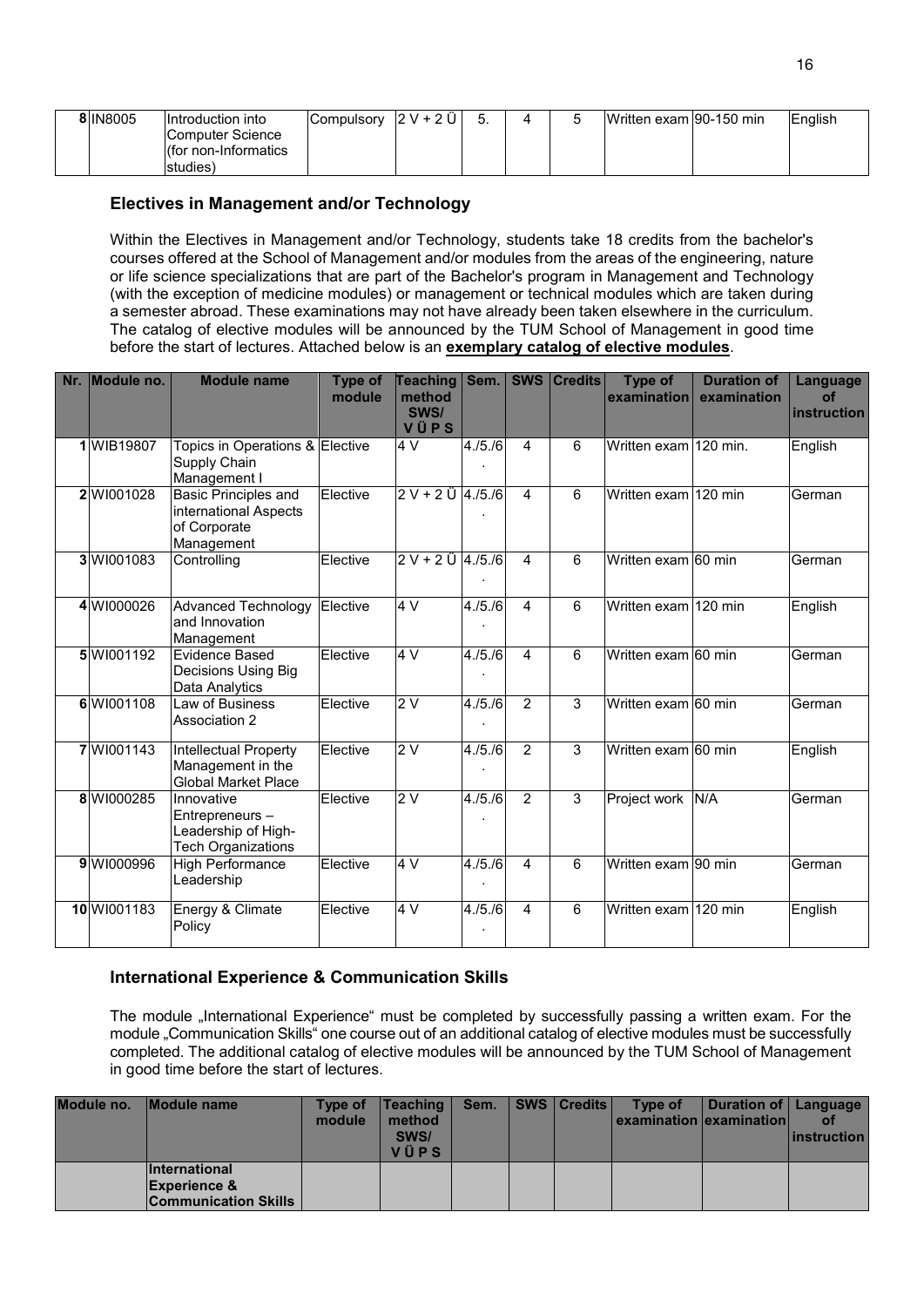| 8 | IN8005 | Introduction into Computer Science (for non-Informatics studies) | Compulsory | 2 V + 2 Ü | 5. | 4 | 5 | Written exam | 90-150 min | English |
|---|---|---|---|---|---|---|---|---|---|---|

## Electives in Management and/or Technology

Within the Electives in Management and/or Technology, students take 18 credits from the bachelor's courses offered at the School of Management and/or modules from the areas of the engineering, nature or life science specializations that are part of the Bachelor's program in Management and Technology (with the exception of medicine modules) or management or technical modules which are taken during a semester abroad. These examinations may not have already been taken elsewhere in the curriculum. The catalog of elective modules will be announced by the TUM School of Management in good time before the start of lectures. Attached below is an **exemplary catalog of elective modules**.

| Nr. | Module no. | Module name | Type of module | Teaching method SWS/ V Ü P S | Sem. | SWS | Credits | Type of examination | Duration of examination | Language of instruction |
|---|---|---|---|---|---|---|---|---|---|---|
| 1 | WIB19807 | Topics in Operations & Supply Chain Management I | Elective | 4 V | 4./5./6. | 4 | 6 | Written exam | 120 min. | English |
| 2 | WI001028 | Basic Principles and international Aspects of Corporate Management | Elective | 2 V + 2 Ü | 4./5./6. | 4 | 6 | Written exam | 120 min | German |
| 3 | WI001083 | Controlling | Elective | 2 V + 2 Ü | 4./5./6. | 4 | 6 | Written exam | 60 min | German |
| 4 | WI000026 | Advanced Technology and Innovation Management | Elective | 4 V | 4./5./6. | 4 | 6 | Written exam | 120 min | English |
| 5 | WI001192 | Evidence Based Decisions Using Big Data Analytics | Elective | 4 V | 4./5./6. | 4 | 6 | Written exam | 60 min | German |
| 6 | WI001108 | Law of Business Association 2 | Elective | 2 V | 4./5./6. | 2 | 3 | Written exam | 60 min | German |
| 7 | WI001143 | Intellectual Property Management in the Global Market Place | Elective | 2 V | 4./5./6. | 2 | 3 | Written exam | 60 min | English |
| 8 | WI000285 | Innovative Entrepreneurs – Leadership of High-Tech Organizations | Elective | 2 V | 4./5./6. | 2 | 3 | Project work | N/A | German |
| 9 | WI000996 | High Performance Leadership | Elective | 4 V | 4./5./6. | 4 | 6 | Written exam | 90 min | German |
| 10 | WI001183 | Energy & Climate Policy | Elective | 4 V | 4./5./6. | 4 | 6 | Written exam | 120 min | English |

## International Experience & Communication Skills

The module „International Experience" must be completed by successfully passing a written exam. For the module „Communication Skills" one course out of an additional catalog of elective modules must be successfully completed. The additional catalog of elective modules will be announced by the TUM School of Management in good time before the start of lectures.

| Module no. | Module name | Type of module | Teaching method SWS/ V Ü P S | Sem. | SWS | Credits | Type of examination | Duration of examination | Language of instruction |
|---|---|---|---|---|---|---|---|---|---|
| | **International Experience & Communication Skills** | | | | | | | | |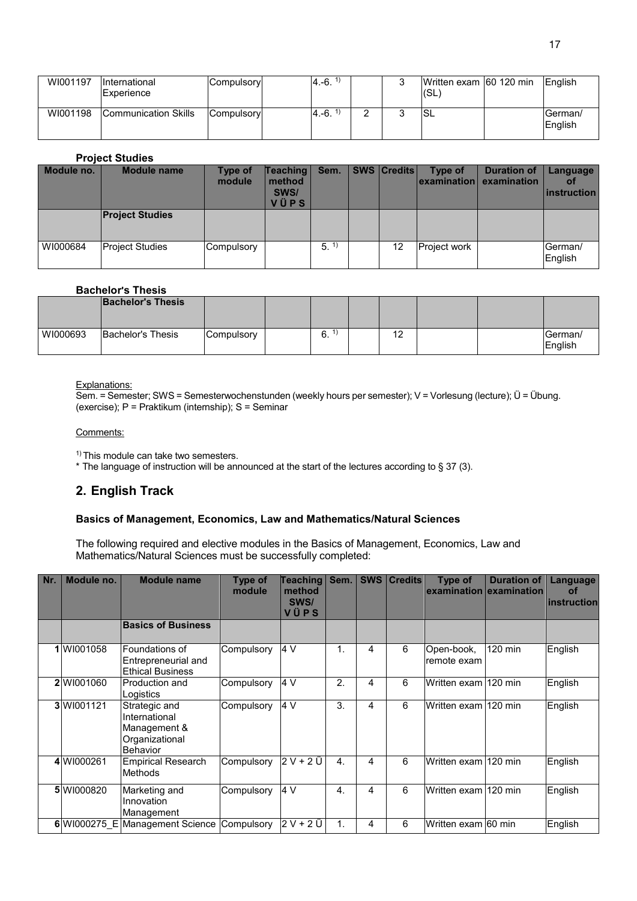| WI001197 | International Experience | Compulsory | | 4.-6. [1] | | 3 | Written exam (SL) | 60 120 min | English |
|---|---|---|---|---|---|---|---|---|---|
| WI001198 | Communication Skills | Compulsory | | 4.-6. [1] | 2 | 3 | SL | | German/ English |

**Project Studies**

| Module no. | Module name | Type of module | Teaching method SWS/ V Ü P S | Sem. | SWS | Credits | Type of examination | Duration of examination | Language of instruction |
|---|---|---|---|---|---|---|---|---|---|
| | **Project Studies** | | | | | | | | |
| WI000684 | Project Studies | Compulsory | | 5. [1] | | 12 | Project work | | German/ English |

**Bachelor's Thesis**

| Module no. | Module name | Type of module | Teaching method SWS/ V Ü P S | Sem. | SWS | Credits | Type of examination | Duration of examination | Language of instruction |
|---|---|---|---|---|---|---|---|---|---|
| | **Bachelor's Thesis** | | | | | | | | |
| WI000693 | Bachelor's Thesis | Compulsory | | 6. [1] | | 12 | | | German/ English |

Explanations:

Sem. = Semester; SWS = Semesterwochenstunden (weekly hours per semester); V = Vorlesung (lecture); Ü = Übung. (exercise); P = Praktikum (internship); S = Seminar

Comments:

[1] This module can take two semesters.

* The language of instruction will be announced at the start of the lectures according to § 37 (3).

## 2. English Track

### Basics of Management, Economics, Law and Mathematics/Natural Sciences

The following required and elective modules in the Basics of Management, Economics, Law and Mathematics/Natural Sciences must be successfully completed:

| Nr. | Module no. | Module name | Type of module | Teaching method SWS/ V Ü P S | Sem. | SWS | Credits | Type of examination | Duration of examination | Language of instruction |
|---|---|---|---|---|---|---|---|---|---|---|
| | | **Basics of Business** | | | | | | | | |
| 1 | WI001058 | Foundations of Entrepreneurial and Ethical Business | Compulsory | 4 V | 1. | 4 | 6 | Open-book, remote exam | 120 min | English |
| 2 | WI001060 | Production and Logistics | Compulsory | 4 V | 2. | 4 | 6 | Written exam | 120 min | English |
| 3 | WI001121 | Strategic and International Management & Organizational Behavior | Compulsory | 4 V | 3. | 4 | 6 | Written exam | 120 min | English |
| 4 | WI000261 | Empirical Research Methods | Compulsory | 2 V + 2 Ü | 4. | 4 | 6 | Written exam | 120 min | English |
| 5 | WI000820 | Marketing and Innovation Management | Compulsory | 4 V | 4. | 4 | 6 | Written exam | 120 min | English |
| 6 | WI000275_E | Management Science | Compulsory | 2 V + 2 Ü | 1. | 4 | 6 | Written exam | 60 min | English |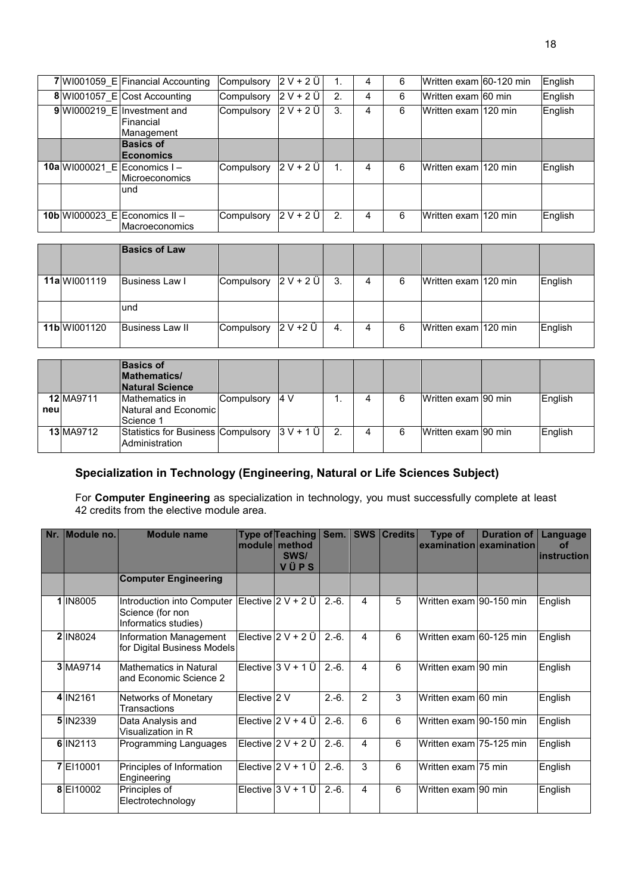| | | | | | | | | | | |
|---|---|---|---|---|---|---|---|---|---|---|
| 7 | WI001059_E | Financial Accounting | Compulsory | 2 V + 2 Ü | 1. | 4 | 6 | Written exam | 60-120 min | English |
| 8 | WI001057_E | Cost Accounting | Compulsory | 2 V + 2 Ü | 2. | 4 | 6 | Written exam | 60 min | English |
| 9 | WI000219_E | Investment and Financial Management | Compulsory | 2 V + 2 Ü | 3. | 4 | 6 | Written exam | 120 min | English |
| | | **Basics of Economics** | | | | | | | | |
| 10a | WI000021_E | Economics I – Microeconomics | Compulsory | 2 V + 2 Ü | 1. | 4 | 6 | Written exam | 120 min | English |
| | | und | | | | | | | | |
| 10b | WI000023_E | Economics II – Macroeconomics | Compulsory | 2 V + 2 Ü | 2. | 4 | 6 | Written exam | 120 min | English |
| | | **Basics of Law** | | | | | | | | |
| 11a | WI001119 | Business Law I | Compulsory | 2 V + 2 Ü | 3. | 4 | 6 | Written exam | 120 min | English |
| | | und | | | | | | | | |
| 11b | WI001120 | Business Law II | Compulsory | 2 V +2 Ü | 4. | 4 | 6 | Written exam | 120 min | English |
| | | **Basics of Mathematics/ Natural Science** | | | | | | | | |
| 12 neu | MA9711 | Mathematics in Natural and Economic Science 1 | Compulsory | 4 V | 1. | 4 | 6 | Written exam | 90 min | English |
| 13 | MA9712 | Statistics for Business Administration | Compulsory | 3 V + 1 Ü | 2. | 4 | 6 | Written exam | 90 min | English |

## Specialization in Technology (Engineering, Natural or Life Sciences Subject)

For **Computer Engineering** as specialization in technology, you must successfully complete at least 42 credits from the elective module area.

| Nr. | Module no. | Module name | Type of module | Teaching method SWS/ V Ü P S | Sem. | SWS | Credits | Type of examination | Duration of examination | Language of instruction |
|---|---|---|---|---|---|---|---|---|---|---|
| | | **Computer Engineering** | | | | | | | | |
| 1 | IN8005 | Introduction into Computer Science (for non Informatics studies) | Elective | 2 V + 2 Ü | 2.-6. | 4 | 5 | Written exam | 90-150 min | English |
| 2 | IN8024 | Information Management for Digital Business Models | Elective | 2 V + 2 Ü | 2.-6. | 4 | 6 | Written exam | 60-125 min | English |
| 3 | MA9714 | Mathematics in Natural and Economic Science 2 | Elective | 3 V + 1 Ü | 2.-6. | 4 | 6 | Written exam | 90 min | English |
| 4 | IN2161 | Networks of Monetary Transactions | Elective | 2 V | 2.-6. | 2 | 3 | Written exam | 60 min | English |
| 5 | IN2339 | Data Analysis and Visualization in R | Elective | 2 V + 4 Ü | 2.-6. | 6 | 6 | Written exam | 90-150 min | English |
| 6 | IN2113 | Programming Languages | Elective | 2 V + 2 Ü | 2.-6. | 4 | 6 | Written exam | 75-125 min | English |
| 7 | EI10001 | Principles of Information Engineering | Elective | 2 V + 1 Ü | 2.-6. | 3 | 6 | Written exam | 75 min | English |
| 8 | EI10002 | Principles of Electrotechnology | Elective | 3 V + 1 Ü | 2.-6. | 4 | 6 | Written exam | 90 min | English |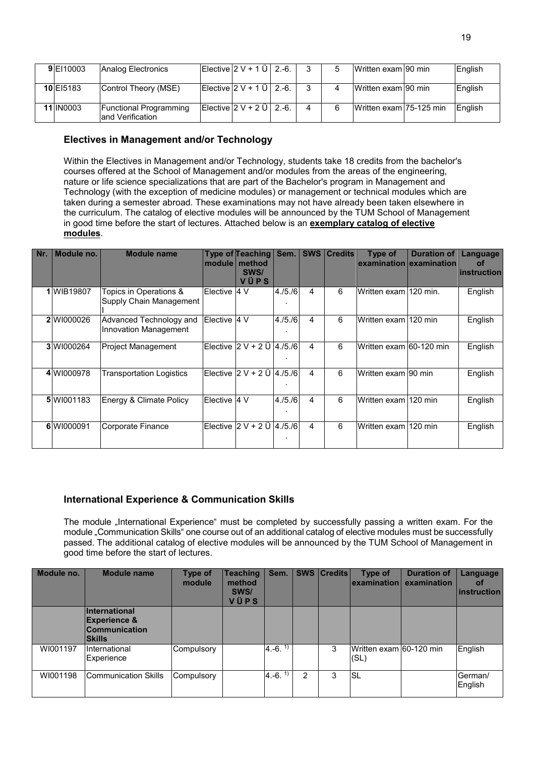| 9 | EI10003 | Analog Electronics | Elective | 2 V + 1 Ü | 2.-6. | 3 | 5 | Written exam | 90 min | English |
|---|---|---|---|---|---|---|---|---|---|---|
| 10 | EI5183 | Control Theory (MSE) | Elective | 2 V + 1 Ü | 2.-6. | 3 | 4 | Written exam | 90 min | English |
| 11 | IN0003 | Functional Programming and Verification | Elective | 2 V + 2 Ü | 2.-6. | 4 | 6 | Written exam | 75-125 min | English |

### Electives in Management and/or Technology

Within the Electives in Management and/or Technology, students take 18 credits from the bachelor's courses offered at the School of Management and/or modules from the areas of the engineering, nature or life science specializations that are part of the Bachelor's program in Management and Technology (with the exception of medicine modules) or management or technical modules which are taken during a semester abroad. These examinations may not have already been taken elsewhere in the curriculum. The catalog of elective modules will be announced by the TUM School of Management in good time before the start of lectures. Attached below is an **exemplary catalog of elective modules**.

| Nr. | Module no. | Module name | Type of module | Teaching method SWS/ V Ü P S | Sem. | SWS | Credits | Type of examination | Duration of examination | Language of instruction |
|---|---|---|---|---|---|---|---|---|---|---|
| 1 | WIB19807 | Topics in Operations & Supply Chain Management I | Elective | 4 V | 4./5./6. | 4 | 6 | Written exam | 120 min. | English |
| 2 | WI000026 | Advanced Technology and Innovation Management | Elective | 4 V | 4./5./6. | 4 | 6 | Written exam | 120 min | English |
| 3 | WI000264 | Project Management | Elective | 2 V + 2 Ü | 4./5./6. | 4 | 6 | Written exam | 60-120 min | English |
| 4 | WI000978 | Transportation Logistics | Elective | 2 V + 2 Ü | 4./5./6. | 4 | 6 | Written exam | 90 min | English |
| 5 | WI001183 | Energy & Climate Policy | Elective | 4 V | 4./5./6. | 4 | 6 | Written exam | 120 min | English |
| 6 | WI000091 | Corporate Finance | Elective | 2 V + 2 Ü | 4./5./6. | 4 | 6 | Written exam | 120 min | English |

### International Experience & Communication Skills

The module „International Experience" must be completed by successfully passing a written exam. For the module „Communication Skills" one course out of an additional catalog of elective modules must be successfully passed. The additional catalog of elective modules will be announced by the TUM School of Management in good time before the start of lectures.

| Module no. | Module name | Type of module | Teaching method SWS/ V Ü P S | Sem. | SWS | Credits | Type of examination | Duration of examination | Language of instruction |
|---|---|---|---|---|---|---|---|---|---|
| | **International Experience & Communication Skills** | | | | | | | | |
| WI001197 | International Experience | Compulsory | | 4.-6. 1) | | 3 | Written exam (SL) | 60-120 min | English |
| WI001198 | Communication Skills | Compulsory | | 4.-6. 1) | 2 | 3 | SL | | German/ English |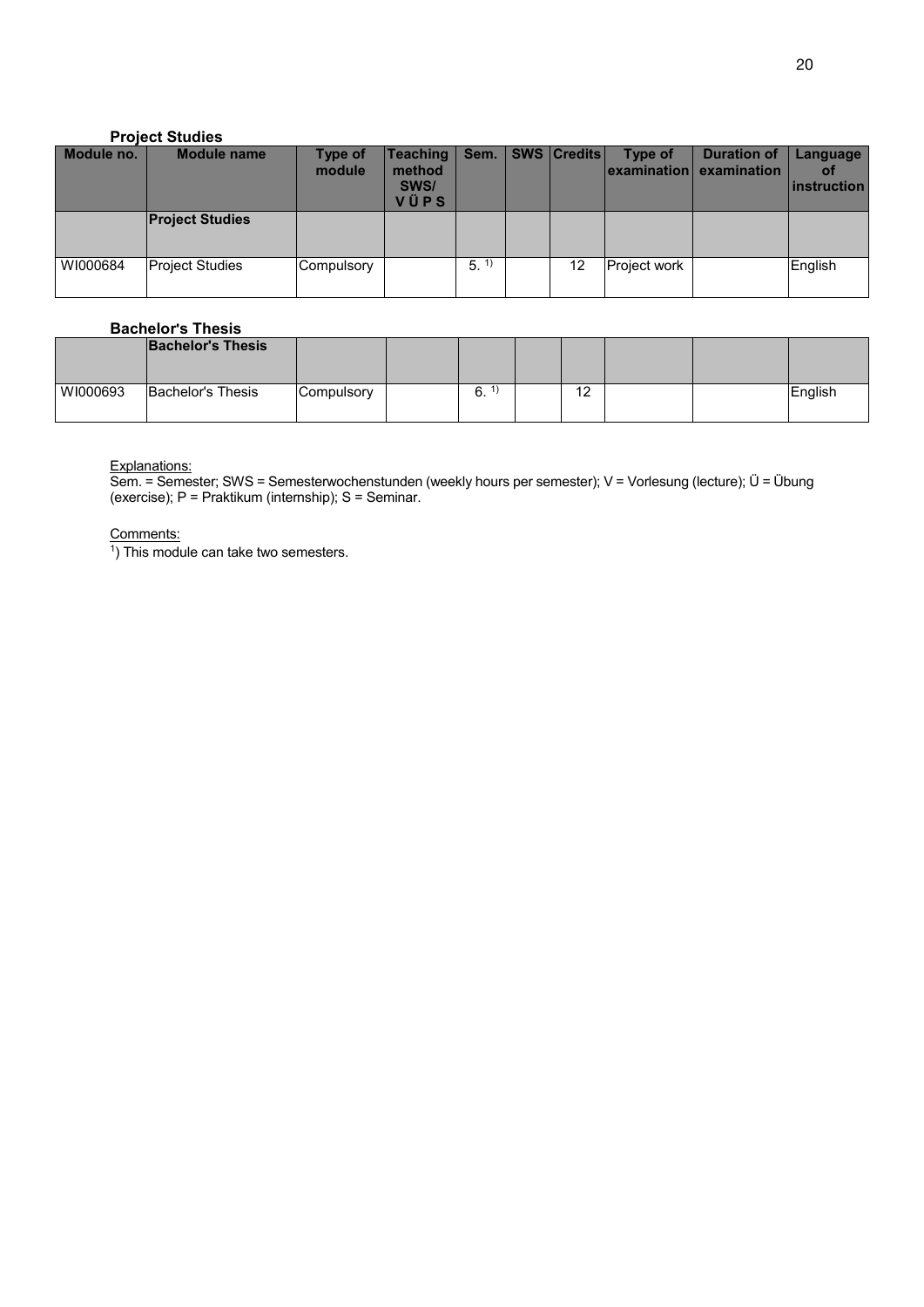### Project Studies

| Module no. | Module name | Type of module | Teaching method SWS/ V Ü P S | Sem. | SWS | Credits | Type of examination | Duration of examination | Language of instruction |
|---|---|---|---|---|---|---|---|---|---|
| | **Project Studies** | | | | | | | | |
| WI000684 | Project Studies | Compulsory | | 5. [1)] | | 12 | Project work | | English |

### Bachelor's Thesis

| Module no. | Module name | Type of module | Teaching method SWS/ V Ü P S | Sem. | SWS | Credits | Type of examination | Duration of examination | Language of instruction |
|---|---|---|---|---|---|---|---|---|---|
| | **Bachelor's Thesis** | | | | | | | | |
| WI000693 | Bachelor's Thesis | Compulsory | | 6. [1)] | | 12 | | | English |

Explanations:
Sem. = Semester; SWS = Semesterwochenstunden (weekly hours per semester); V = Vorlesung (lecture); Ü = Übung (exercise); P = Praktikum (internship); S = Seminar.

Comments:
[1]) This module can take two semesters.